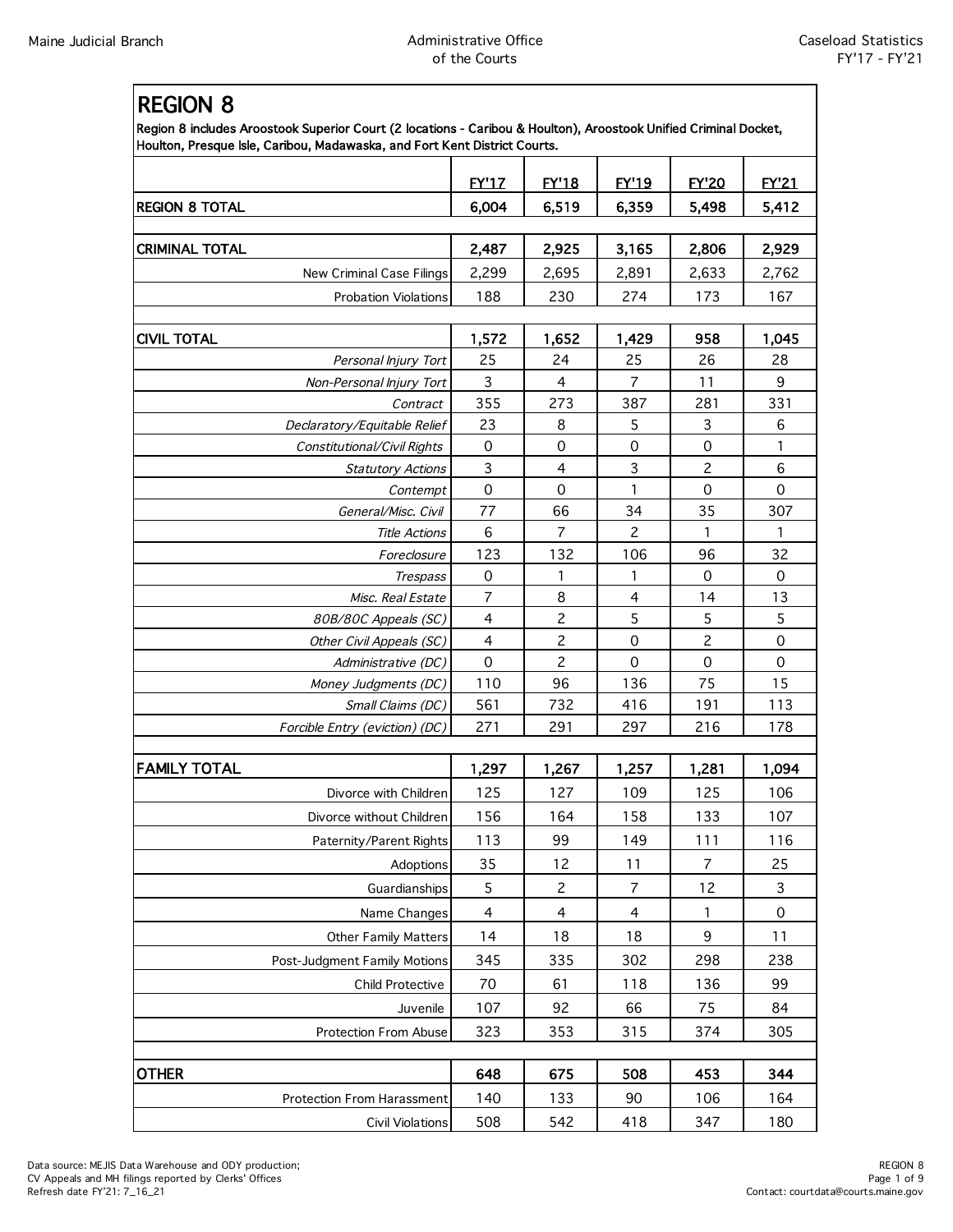# REGION 8

**Region 8 includes Aroostook Superior Court (2 locations - Caribou & Houlton), Aroostook Unified Criminal Docket, Houlton, Presque Isle, Caribou, Madawaska, and Fort Kent District Courts.**

| | FY'17 | FY'18 | FY'19 | FY'20 | FY'21 |
|---|---|---|---|---|---|
| **REGION 8 TOTAL** | 6,004 | 6,519 | 6,359 | 5,498 | 5,412 |
| | | | | | |
| **CRIMINAL TOTAL** | 2,487 | 2,925 | 3,165 | 2,806 | 2,929 |
| New Criminal Case Filings | 2,299 | 2,695 | 2,891 | 2,633 | 2,762 |
| Probation Violations | 188 | 230 | 274 | 173 | 167 |
| | | | | | |
| **CIVIL TOTAL** | 1,572 | 1,652 | 1,429 | 958 | 1,045 |
| *Personal Injury Tort* | 25 | 24 | 25 | 26 | 28 |
| *Non-Personal Injury Tort* | 3 | 4 | 7 | 11 | 9 |
| *Contract* | 355 | 273 | 387 | 281 | 331 |
| *Declaratory/Equitable Relief* | 23 | 8 | 5 | 3 | 6 |
| *Constitutional/Civil Rights* | 0 | 0 | 0 | 0 | 1 |
| *Statutory Actions* | 3 | 4 | 3 | 2 | 6 |
| *Contempt* | 0 | 0 | 1 | 0 | 0 |
| *General/Misc. Civil* | 77 | 66 | 34 | 35 | 307 |
| *Title Actions* | 6 | 7 | 2 | 1 | 1 |
| *Foreclosure* | 123 | 132 | 106 | 96 | 32 |
| *Trespass* | 0 | 1 | 1 | 0 | 0 |
| *Misc. Real Estate* | 7 | 8 | 4 | 14 | 13 |
| *80B/80C Appeals (SC)* | 4 | 2 | 5 | 5 | 5 |
| *Other Civil Appeals (SC)* | 4 | 2 | 0 | 2 | 0 |
| *Administrative (DC)* | 0 | 2 | 0 | 0 | 0 |
| *Money Judgments (DC)* | 110 | 96 | 136 | 75 | 15 |
| *Small Claims (DC)* | 561 | 732 | 416 | 191 | 113 |
| *Forcible Entry (eviction) (DC)* | 271 | 291 | 297 | 216 | 178 |
| | | | | | |
| **FAMILY TOTAL** | 1,297 | 1,267 | 1,257 | 1,281 | 1,094 |
| Divorce with Children | 125 | 127 | 109 | 125 | 106 |
| Divorce without Children | 156 | 164 | 158 | 133 | 107 |
| Paternity/Parent Rights | 113 | 99 | 149 | 111 | 116 |
| Adoptions | 35 | 12 | 11 | 7 | 25 |
| Guardianships | 5 | 2 | 7 | 12 | 3 |
| Name Changes | 4 | 4 | 4 | 1 | 0 |
| Other Family Matters | 14 | 18 | 18 | 9 | 11 |
| Post-Judgment Family Motions | 345 | 335 | 302 | 298 | 238 |
| Child Protective | 70 | 61 | 118 | 136 | 99 |
| Juvenile | 107 | 92 | 66 | 75 | 84 |
| Protection From Abuse | 323 | 353 | 315 | 374 | 305 |
| | | | | | |
| **OTHER** | 648 | 675 | 508 | 453 | 344 |
| Protection From Harassment | 140 | 133 | 90 | 106 | 164 |
| Civil Violations | 508 | 542 | 418 | 347 | 180 |

Data source: MEJIS Data Warehouse and ODY production;
CV Appeals and MH filings reported by Clerks' Offices
Refresh date FY'21: 7_16_21

Contact: courtdata@courts.maine.gov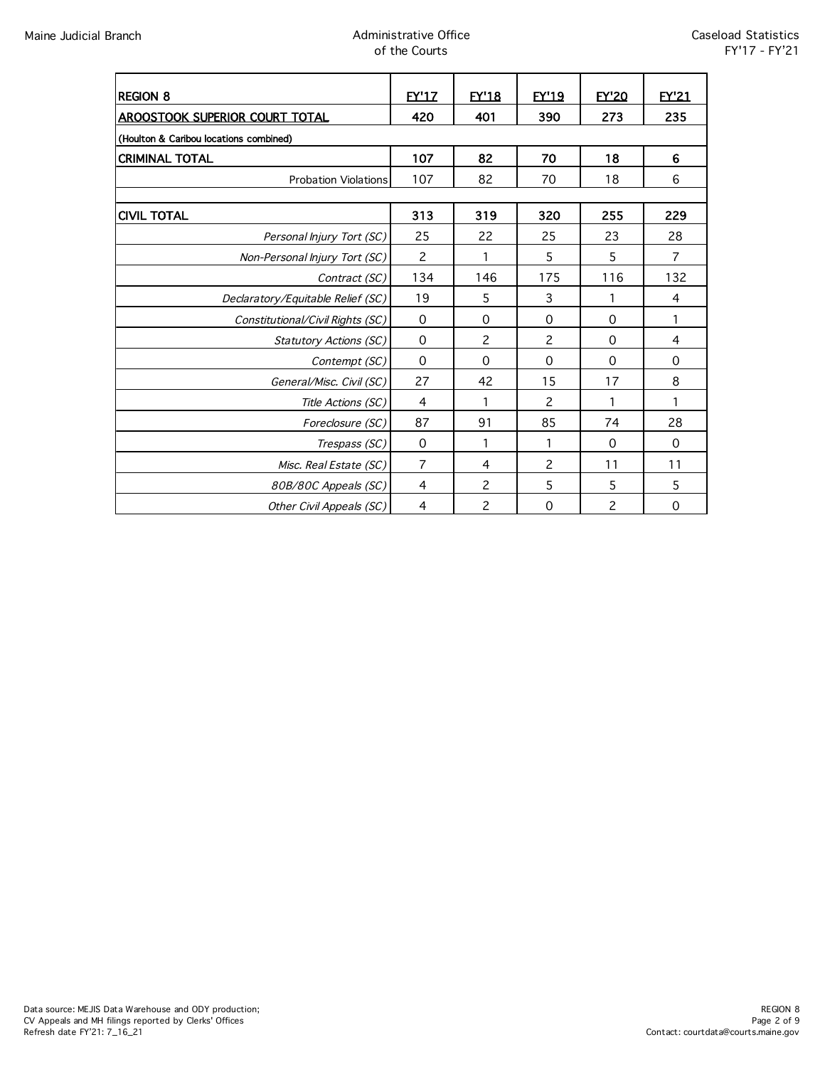| REGION 8 | FY'17 | FY'18 | FY'19 | FY'20 | FY'21 |
|---|---|---|---|---|---|
| **AROOSTOOK SUPERIOR COURT TOTAL** | **420** | **401** | **390** | **273** | **235** |
| (Houlton & Caribou locations combined) | | | | | |
| **CRIMINAL TOTAL** | **107** | **82** | **70** | **18** | **6** |
| Probation Violations | 107 | 82 | 70 | 18 | 6 |
| | | | | | |
| **CIVIL TOTAL** | **313** | **319** | **320** | **255** | **229** |
| *Personal Injury Tort (SC)* | 25 | 22 | 25 | 23 | 28 |
| *Non-Personal Injury Tort (SC)* | 2 | 1 | 5 | 5 | 7 |
| *Contract (SC)* | 134 | 146 | 175 | 116 | 132 |
| *Declaratory/Equitable Relief (SC)* | 19 | 5 | 3 | 1 | 4 |
| *Constitutional/Civil Rights (SC)* | 0 | 0 | 0 | 0 | 1 |
| *Statutory Actions (SC)* | 0 | 2 | 2 | 0 | 4 |
| *Contempt (SC)* | 0 | 0 | 0 | 0 | 0 |
| *General/Misc. Civil (SC)* | 27 | 42 | 15 | 17 | 8 |
| *Title Actions (SC)* | 4 | 1 | 2 | 1 | 1 |
| *Foreclosure (SC)* | 87 | 91 | 85 | 74 | 28 |
| *Trespass (SC)* | 0 | 1 | 1 | 0 | 0 |
| *Misc. Real Estate (SC)* | 7 | 4 | 2 | 11 | 11 |
| *80B/80C Appeals (SC)* | 4 | 2 | 5 | 5 | 5 |
| *Other Civil Appeals (SC)* | 4 | 2 | 0 | 2 | 0 |

Data source: MEJIS Data Warehouse and ODY production;
CV Appeals and MH filings reported by Clerks' Offices
Refresh date FY'21: 7_16_21

Contact: courtdata@courts.maine.gov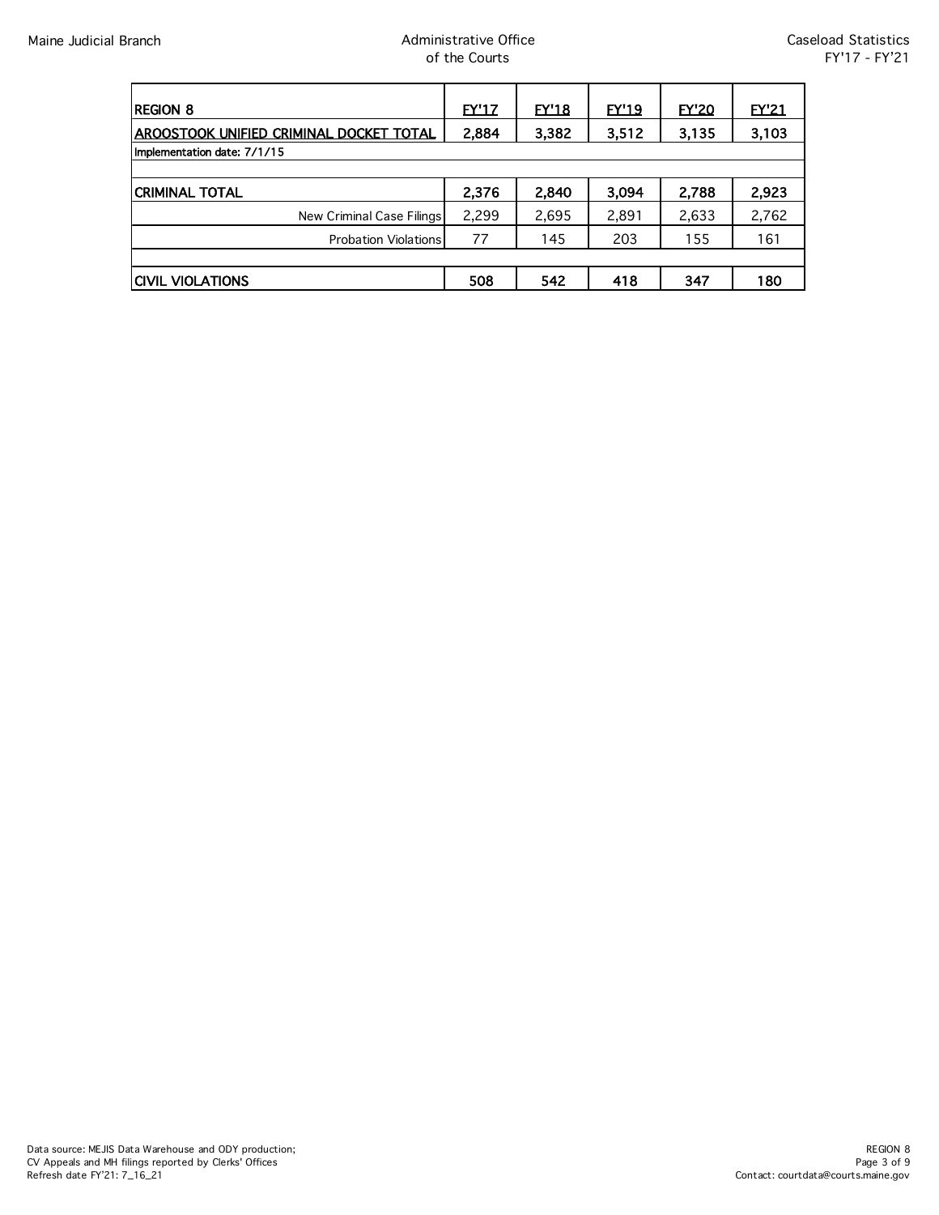| REGION 8 | FY'17 | FY'18 | FY'19 | FY'20 | FY'21 |
|---|---|---|---|---|---|
| **AROOSTOOK UNIFIED CRIMINAL DOCKET TOTAL** | **2,884** | **3,382** | **3,512** | **3,135** | **3,103** |
| Implementation date: 7/1/15 | | | | | |
| | | | | | |
| **CRIMINAL TOTAL** | **2,376** | **2,840** | **3,094** | **2,788** | **2,923** |
| New Criminal Case Filings | 2,299 | 2,695 | 2,891 | 2,633 | 2,762 |
| Probation Violations | 77 | 145 | 203 | 155 | 161 |
| | | | | | |
| **CIVIL VIOLATIONS** | **508** | **542** | **418** | **347** | **180** |

Data source: MEJIS Data Warehouse and ODY production;
CV Appeals and MH filings reported by Clerks' Offices
Refresh date FY'21: 7_16_21

Contact: courtdata@courts.maine.gov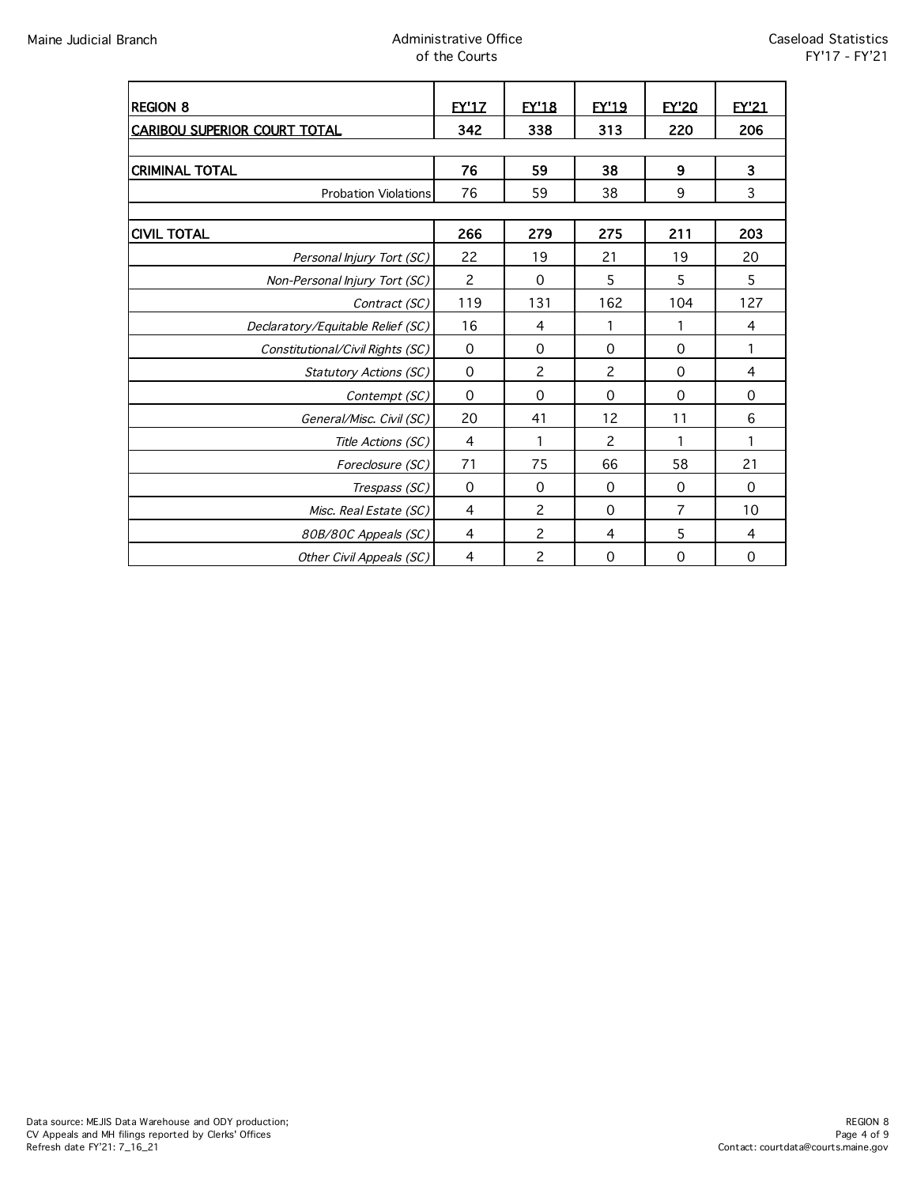| REGION 8 | FY'17 | FY'18 | FY'19 | FY'20 | FY'21 |
|---|---|---|---|---|---|
| **CARIBOU SUPERIOR COURT TOTAL** | **342** | **338** | **313** | **220** | **206** |
| | | | | | |
| **CRIMINAL TOTAL** | **76** | **59** | **38** | **9** | **3** |
| Probation Violations | 76 | 59 | 38 | 9 | 3 |
| | | | | | |
| **CIVIL TOTAL** | **266** | **279** | **275** | **211** | **203** |
| *Personal Injury Tort (SC)* | 22 | 19 | 21 | 19 | 20 |
| *Non-Personal Injury Tort (SC)* | 2 | 0 | 5 | 5 | 5 |
| *Contract (SC)* | 119 | 131 | 162 | 104 | 127 |
| *Declaratory/Equitable Relief (SC)* | 16 | 4 | 1 | 1 | 4 |
| *Constitutional/Civil Rights (SC)* | 0 | 0 | 0 | 0 | 1 |
| *Statutory Actions (SC)* | 0 | 2 | 2 | 0 | 4 |
| *Contempt (SC)* | 0 | 0 | 0 | 0 | 0 |
| *General/Misc. Civil (SC)* | 20 | 41 | 12 | 11 | 6 |
| *Title Actions (SC)* | 4 | 1 | 2 | 1 | 1 |
| *Foreclosure (SC)* | 71 | 75 | 66 | 58 | 21 |
| *Trespass (SC)* | 0 | 0 | 0 | 0 | 0 |
| *Misc. Real Estate (SC)* | 4 | 2 | 0 | 7 | 10 |
| *80B/80C Appeals (SC)* | 4 | 2 | 4 | 5 | 4 |
| *Other Civil Appeals (SC)* | 4 | 2 | 0 | 0 | 0 |

Data source: MEJIS Data Warehouse and ODY production;
CV Appeals and MH filings reported by Clerks' Offices
Refresh date FY'21: 7_16_21

Contact: courtdata@courts.maine.gov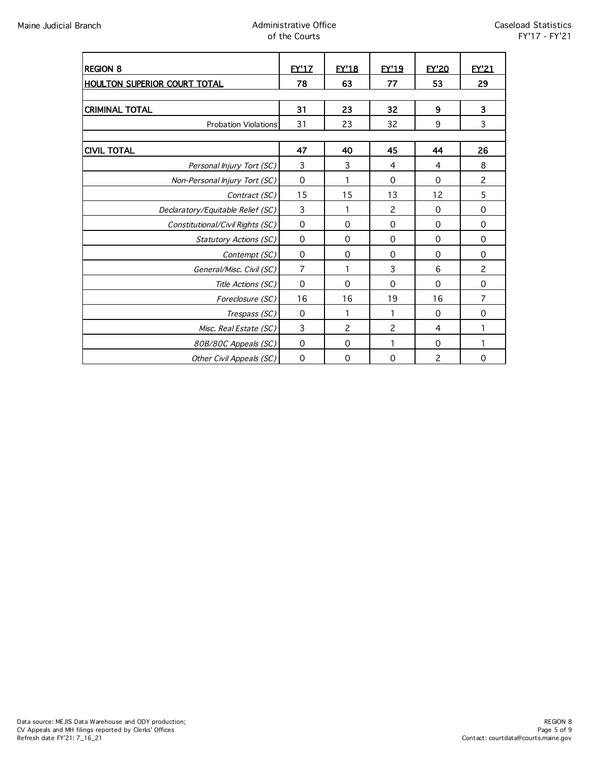| REGION 8 | FY'17 | FY'18 | FY'19 | FY'20 | FY'21 |
|---|---|---|---|---|---|
| **HOULTON SUPERIOR COURT TOTAL** | **78** | **63** | **77** | **53** | **29** |
| | | | | | |
| **CRIMINAL TOTAL** | **31** | **23** | **32** | **9** | **3** |
| Probation Violations | 31 | 23 | 32 | 9 | 3 |
| | | | | | |
| **CIVIL TOTAL** | **47** | **40** | **45** | **44** | **26** |
| *Personal Injury Tort (SC)* | 3 | 3 | 4 | 4 | 8 |
| *Non-Personal Injury Tort (SC)* | 0 | 1 | 0 | 0 | 2 |
| *Contract (SC)* | 15 | 15 | 13 | 12 | 5 |
| *Declaratory/Equitable Relief (SC)* | 3 | 1 | 2 | 0 | 0 |
| *Constitutional/Civil Rights (SC)* | 0 | 0 | 0 | 0 | 0 |
| *Statutory Actions (SC)* | 0 | 0 | 0 | 0 | 0 |
| *Contempt (SC)* | 0 | 0 | 0 | 0 | 0 |
| *General/Misc. Civil (SC)* | 7 | 1 | 3 | 6 | 2 |
| *Title Actions (SC)* | 0 | 0 | 0 | 0 | 0 |
| *Foreclosure (SC)* | 16 | 16 | 19 | 16 | 7 |
| *Trespass (SC)* | 0 | 1 | 1 | 0 | 0 |
| *Misc. Real Estate (SC)* | 3 | 2 | 2 | 4 | 1 |
| *80B/80C Appeals (SC)* | 0 | 0 | 1 | 0 | 1 |
| *Other Civil Appeals (SC)* | 0 | 0 | 0 | 2 | 0 |

Data source: MEJIS Data Warehouse and ODY production;
CV Appeals and MH filings reported by Clerks' Offices
Refresh date FY'21: 7_16_21

Contact: courtdata@courts.maine.gov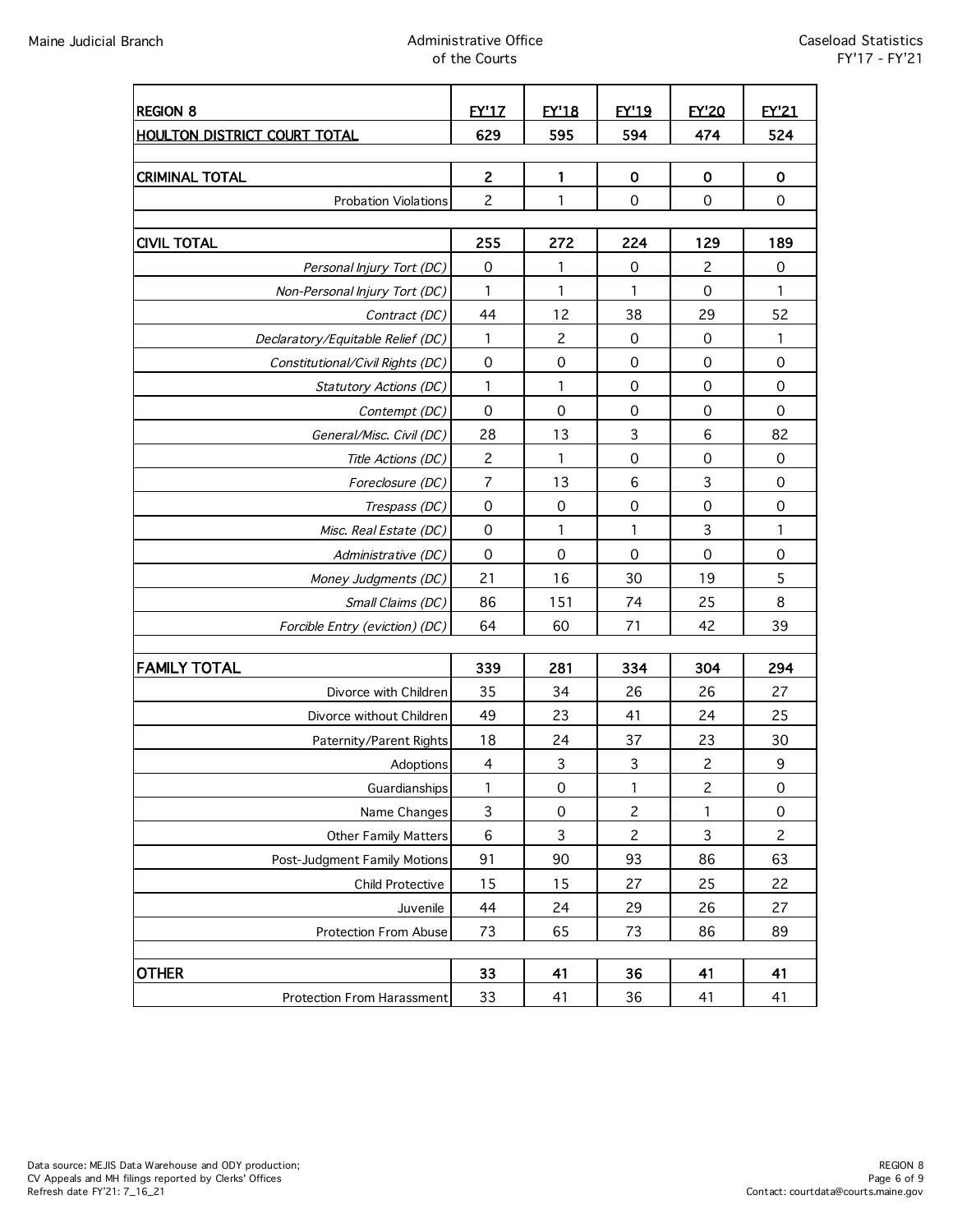| REGION 8 | FY'17 | FY'18 | FY'19 | FY'20 | FY'21 |
|---|---|---|---|---|---|
| **HOULTON DISTRICT COURT TOTAL** | **629** | **595** | **594** | **474** | **524** |
| | | | | | |
| **CRIMINAL TOTAL** | **2** | **1** | **0** | **0** | **0** |
| Probation Violations | 2 | 1 | 0 | 0 | 0 |
| | | | | | |
| **CIVIL TOTAL** | **255** | **272** | **224** | **129** | **189** |
| *Personal Injury Tort (DC)* | 0 | 1 | 0 | 2 | 0 |
| *Non-Personal Injury Tort (DC)* | 1 | 1 | 1 | 0 | 1 |
| *Contract (DC)* | 44 | 12 | 38 | 29 | 52 |
| *Declaratory/Equitable Relief (DC)* | 1 | 2 | 0 | 0 | 1 |
| *Constitutional/Civil Rights (DC)* | 0 | 0 | 0 | 0 | 0 |
| *Statutory Actions (DC)* | 1 | 1 | 0 | 0 | 0 |
| *Contempt (DC)* | 0 | 0 | 0 | 0 | 0 |
| *General/Misc. Civil (DC)* | 28 | 13 | 3 | 6 | 82 |
| *Title Actions (DC)* | 2 | 1 | 0 | 0 | 0 |
| *Foreclosure (DC)* | 7 | 13 | 6 | 3 | 0 |
| *Trespass (DC)* | 0 | 0 | 0 | 0 | 0 |
| *Misc. Real Estate (DC)* | 0 | 1 | 1 | 3 | 1 |
| *Administrative (DC)* | 0 | 0 | 0 | 0 | 0 |
| *Money Judgments (DC)* | 21 | 16 | 30 | 19 | 5 |
| *Small Claims (DC)* | 86 | 151 | 74 | 25 | 8 |
| *Forcible Entry (eviction) (DC)* | 64 | 60 | 71 | 42 | 39 |
| | | | | | |
| **FAMILY TOTAL** | **339** | **281** | **334** | **304** | **294** |
| Divorce with Children | 35 | 34 | 26 | 26 | 27 |
| Divorce without Children | 49 | 23 | 41 | 24 | 25 |
| Paternity/Parent Rights | 18 | 24 | 37 | 23 | 30 |
| Adoptions | 4 | 3 | 3 | 2 | 9 |
| Guardianships | 1 | 0 | 1 | 2 | 0 |
| Name Changes | 3 | 0 | 2 | 1 | 0 |
| Other Family Matters | 6 | 3 | 2 | 3 | 2 |
| Post-Judgment Family Motions | 91 | 90 | 93 | 86 | 63 |
| Child Protective | 15 | 15 | 27 | 25 | 22 |
| Juvenile | 44 | 24 | 29 | 26 | 27 |
| Protection From Abuse | 73 | 65 | 73 | 86 | 89 |
| | | | | | |
| **OTHER** | **33** | **41** | **36** | **41** | **41** |
| Protection From Harassment | 33 | 41 | 36 | 41 | 41 |

Data source: MEJIS Data Warehouse and ODY production;
CV Appeals and MH filings reported by Clerks' Offices
Refresh date FY'21: 7_16_21

Contact: courtdata@courts.maine.gov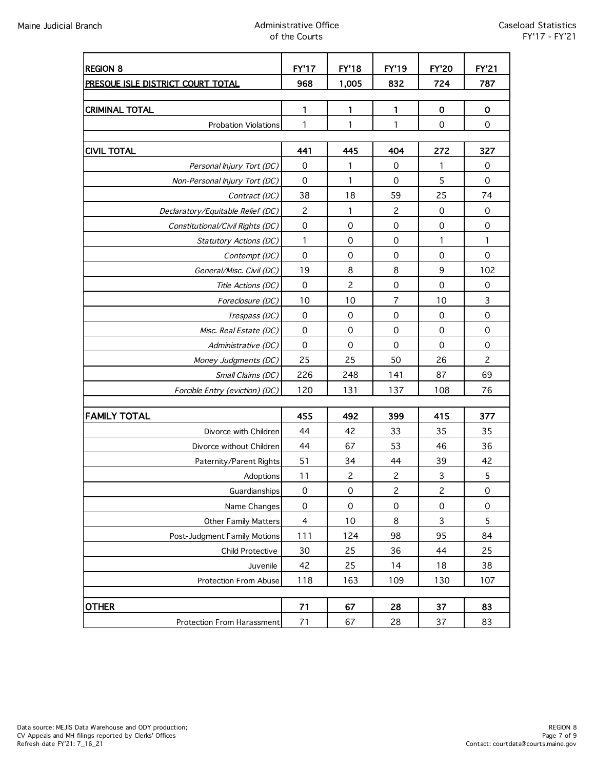| REGION 8 | FY'17 | FY'18 | FY'19 | FY'20 | FY'21 |
|---|---|---|---|---|---|
| **PRESQUE ISLE DISTRICT COURT TOTAL** | **968** | **1,005** | **832** | **724** | **787** |
| | | | | | |
| **CRIMINAL TOTAL** | **1** | **1** | **1** | **0** | **0** |
| Probation Violations | 1 | 1 | 1 | 0 | 0 |
| | | | | | |
| **CIVIL TOTAL** | **441** | **445** | **404** | **272** | **327** |
| *Personal Injury Tort (DC)* | 0 | 1 | 0 | 1 | 0 |
| *Non-Personal Injury Tort (DC)* | 0 | 1 | 0 | 5 | 0 |
| *Contract (DC)* | 38 | 18 | 59 | 25 | 74 |
| *Declaratory/Equitable Relief (DC)* | 2 | 1 | 2 | 0 | 0 |
| *Constitutional/Civil Rights (DC)* | 0 | 0 | 0 | 0 | 0 |
| *Statutory Actions (DC)* | 1 | 0 | 0 | 1 | 1 |
| *Contempt (DC)* | 0 | 0 | 0 | 0 | 0 |
| *General/Misc. Civil (DC)* | 19 | 8 | 8 | 9 | 102 |
| *Title Actions (DC)* | 0 | 2 | 0 | 0 | 0 |
| *Foreclosure (DC)* | 10 | 10 | 7 | 10 | 3 |
| *Trespass (DC)* | 0 | 0 | 0 | 0 | 0 |
| *Misc. Real Estate (DC)* | 0 | 0 | 0 | 0 | 0 |
| *Administrative (DC)* | 0 | 0 | 0 | 0 | 0 |
| *Money Judgments (DC)* | 25 | 25 | 50 | 26 | 2 |
| *Small Claims (DC)* | 226 | 248 | 141 | 87 | 69 |
| *Forcible Entry (eviction) (DC)* | 120 | 131 | 137 | 108 | 76 |
| | | | | | |
| **FAMILY TOTAL** | **455** | **492** | **399** | **415** | **377** |
| Divorce with Children | 44 | 42 | 33 | 35 | 35 |
| Divorce without Children | 44 | 67 | 53 | 46 | 36 |
| Paternity/Parent Rights | 51 | 34 | 44 | 39 | 42 |
| Adoptions | 11 | 2 | 2 | 3 | 5 |
| Guardianships | 0 | 0 | 2 | 2 | 0 |
| Name Changes | 0 | 0 | 0 | 0 | 0 |
| Other Family Matters | 4 | 10 | 8 | 3 | 5 |
| Post-Judgment Family Motions | 111 | 124 | 98 | 95 | 84 |
| Child Protective | 30 | 25 | 36 | 44 | 25 |
| Juvenile | 42 | 25 | 14 | 18 | 38 |
| Protection From Abuse | 118 | 163 | 109 | 130 | 107 |
| | | | | | |
| **OTHER** | **71** | **67** | **28** | **37** | **83** |
| Protection From Harassment | 71 | 67 | 28 | 37 | 83 |

Data source: MEJIS Data Warehouse and ODY production;
CV Appeals and MH filings reported by Clerks' Offices
Refresh date FY'21: 7_16_21

Contact: courtdata@courts.maine.gov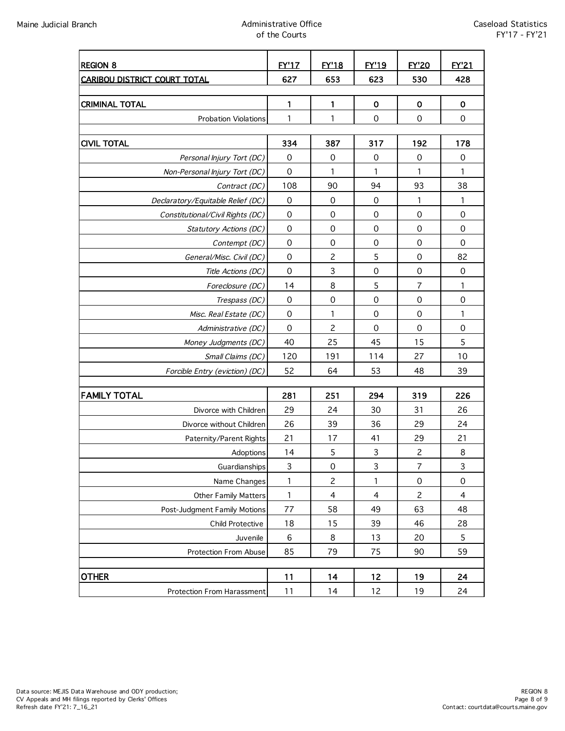| REGION 8 | FY'17 | FY'18 | FY'19 | FY'20 | FY'21 |
|---|---|---|---|---|---|
| **CARIBOU DISTRICT COURT TOTAL** | **627** | **653** | **623** | **530** | **428** |
| | | | | | |
| **CRIMINAL TOTAL** | **1** | **1** | **0** | **0** | **0** |
| Probation Violations | 1 | 1 | 0 | 0 | 0 |
| | | | | | |
| **CIVIL TOTAL** | **334** | **387** | **317** | **192** | **178** |
| *Personal Injury Tort (DC)* | 0 | 0 | 0 | 0 | 0 |
| *Non-Personal Injury Tort (DC)* | 0 | 1 | 1 | 1 | 1 |
| *Contract (DC)* | 108 | 90 | 94 | 93 | 38 |
| *Declaratory/Equitable Relief (DC)* | 0 | 0 | 0 | 1 | 1 |
| *Constitutional/Civil Rights (DC)* | 0 | 0 | 0 | 0 | 0 |
| *Statutory Actions (DC)* | 0 | 0 | 0 | 0 | 0 |
| *Contempt (DC)* | 0 | 0 | 0 | 0 | 0 |
| *General/Misc. Civil (DC)* | 0 | 2 | 5 | 0 | 82 |
| *Title Actions (DC)* | 0 | 3 | 0 | 0 | 0 |
| *Foreclosure (DC)* | 14 | 8 | 5 | 7 | 1 |
| *Trespass (DC)* | 0 | 0 | 0 | 0 | 0 |
| *Misc. Real Estate (DC)* | 0 | 1 | 0 | 0 | 1 |
| *Administrative (DC)* | 0 | 2 | 0 | 0 | 0 |
| *Money Judgments (DC)* | 40 | 25 | 45 | 15 | 5 |
| *Small Claims (DC)* | 120 | 191 | 114 | 27 | 10 |
| *Forcible Entry (eviction) (DC)* | 52 | 64 | 53 | 48 | 39 |
| | | | | | |
| **FAMILY TOTAL** | **281** | **251** | **294** | **319** | **226** |
| Divorce with Children | 29 | 24 | 30 | 31 | 26 |
| Divorce without Children | 26 | 39 | 36 | 29 | 24 |
| Paternity/Parent Rights | 21 | 17 | 41 | 29 | 21 |
| Adoptions | 14 | 5 | 3 | 2 | 8 |
| Guardianships | 3 | 0 | 3 | 7 | 3 |
| Name Changes | 1 | 2 | 1 | 0 | 0 |
| Other Family Matters | 1 | 4 | 4 | 2 | 4 |
| Post-Judgment Family Motions | 77 | 58 | 49 | 63 | 48 |
| Child Protective | 18 | 15 | 39 | 46 | 28 |
| Juvenile | 6 | 8 | 13 | 20 | 5 |
| Protection From Abuse | 85 | 79 | 75 | 90 | 59 |
| | | | | | |
| **OTHER** | **11** | **14** | **12** | **19** | **24** |
| Protection From Harassment | 11 | 14 | 12 | 19 | 24 |

Data source: MEJIS Data Warehouse and ODY production;
CV Appeals and MH filings reported by Clerks' Offices
Refresh date FY'21: 7_16_21

Contact: courtdata@courts.maine.gov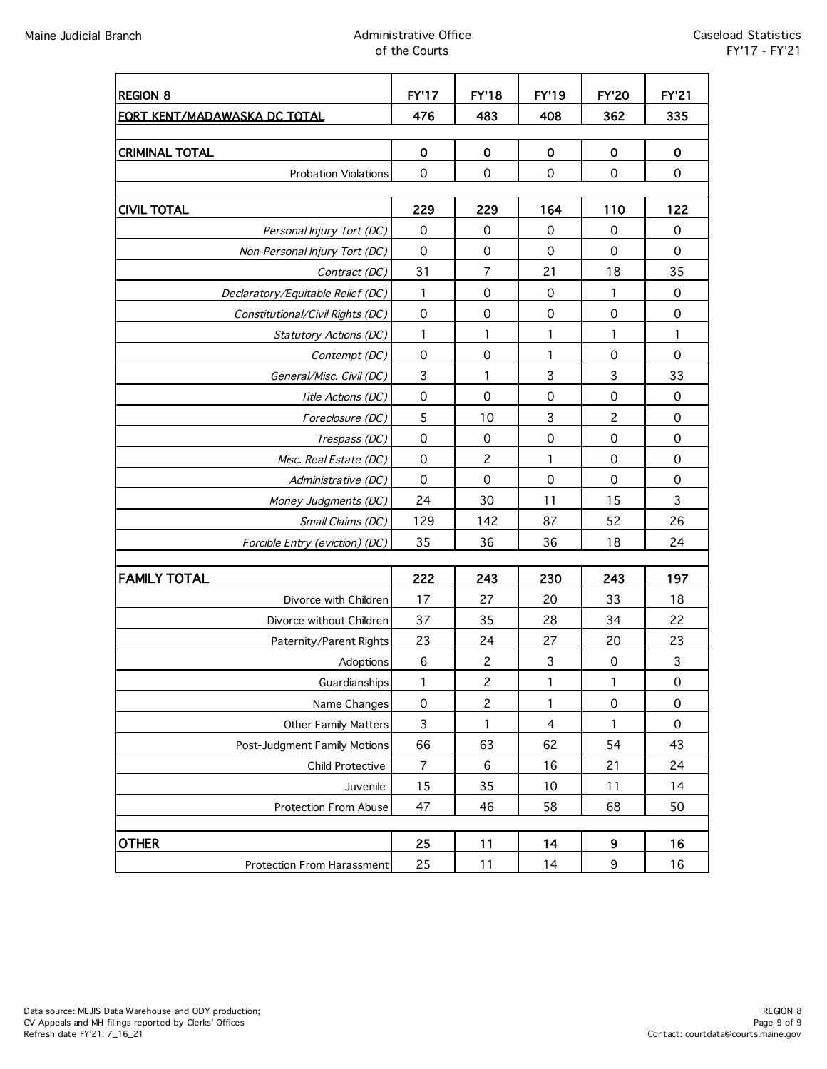| REGION 8 | FY'17 | FY'18 | FY'19 | FY'20 | FY'21 |
|---|---|---|---|---|---|
| **FORT KENT/MADAWASKA DC TOTAL** | **476** | **483** | **408** | **362** | **335** |
| | | | | | |
| **CRIMINAL TOTAL** | **0** | **0** | **0** | **0** | **0** |
| Probation Violations | 0 | 0 | 0 | 0 | 0 |
| | | | | | |
| **CIVIL TOTAL** | **229** | **229** | **164** | **110** | **122** |
| *Personal Injury Tort (DC)* | 0 | 0 | 0 | 0 | 0 |
| *Non-Personal Injury Tort (DC)* | 0 | 0 | 0 | 0 | 0 |
| *Contract (DC)* | 31 | 7 | 21 | 18 | 35 |
| *Declaratory/Equitable Relief (DC)* | 1 | 0 | 0 | 1 | 0 |
| *Constitutional/Civil Rights (DC)* | 0 | 0 | 0 | 0 | 0 |
| *Statutory Actions (DC)* | 1 | 1 | 1 | 1 | 1 |
| *Contempt (DC)* | 0 | 0 | 1 | 0 | 0 |
| *General/Misc. Civil (DC)* | 3 | 1 | 3 | 3 | 33 |
| *Title Actions (DC)* | 0 | 0 | 0 | 0 | 0 |
| *Foreclosure (DC)* | 5 | 10 | 3 | 2 | 0 |
| *Trespass (DC)* | 0 | 0 | 0 | 0 | 0 |
| *Misc. Real Estate (DC)* | 0 | 2 | 1 | 0 | 0 |
| *Administrative (DC)* | 0 | 0 | 0 | 0 | 0 |
| *Money Judgments (DC)* | 24 | 30 | 11 | 15 | 3 |
| *Small Claims (DC)* | 129 | 142 | 87 | 52 | 26 |
| *Forcible Entry (eviction) (DC)* | 35 | 36 | 36 | 18 | 24 |
| | | | | | |
| **FAMILY TOTAL** | **222** | **243** | **230** | **243** | **197** |
| Divorce with Children | 17 | 27 | 20 | 33 | 18 |
| Divorce without Children | 37 | 35 | 28 | 34 | 22 |
| Paternity/Parent Rights | 23 | 24 | 27 | 20 | 23 |
| Adoptions | 6 | 2 | 3 | 0 | 3 |
| Guardianships | 1 | 2 | 1 | 1 | 0 |
| Name Changes | 0 | 2 | 1 | 0 | 0 |
| Other Family Matters | 3 | 1 | 4 | 1 | 0 |
| Post-Judgment Family Motions | 66 | 63 | 62 | 54 | 43 |
| Child Protective | 7 | 6 | 16 | 21 | 24 |
| Juvenile | 15 | 35 | 10 | 11 | 14 |
| Protection From Abuse | 47 | 46 | 58 | 68 | 50 |
| | | | | | |
| **OTHER** | **25** | **11** | **14** | **9** | **16** |
| Protection From Harassment | 25 | 11 | 14 | 9 | 16 |

Data source: MEJIS Data Warehouse and ODY production;
CV Appeals and MH filings reported by Clerks' Offices
Refresh date FY'21: 7_16_21